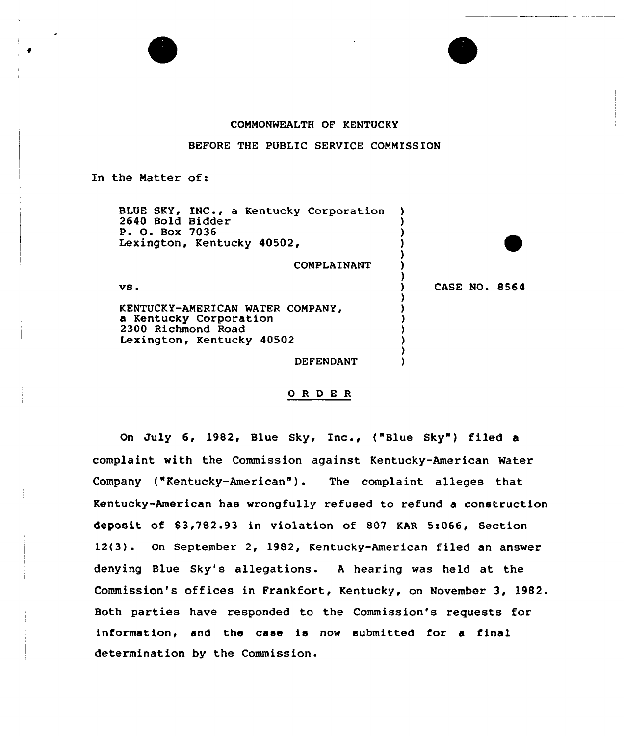COMMONWEALTH OF KENTUCKY

BEFORE THE PUBLIC SERVICE COMMISSION

In the Matter of:

| | |
|---|---|
| BLUE SKY, INC., a Kentucky Corporation<br>2640 Bold Bidder<br>P. O. Box 7036<br>Lexington, Kentucky 40502,<br><br>COMPLAINANT<br><br>vs.<br><br>KENTUCKY-AMERICAN WATER COMPANY,<br>a Kentucky Corporation<br>2300 Richmond Road<br>Lexington, Kentucky 40502<br><br>DEFENDANT | CASE NO. 8564 |

## ORDER

On July 6, 1982, Blue Sky, Inc., ("Blue Sky") filed a complaint with the Commission against Kentucky-American Water Company ("Kentucky-American"). The complaint alleges that Kentucky-American has wrongfully refused to refund a construction deposit of $3,782.93 in violation of 807 KAR 5:066, Section 12(3). On September 2, 1982, Kentucky-American filed an answer denying Blue Sky's allegations. A hearing was held at the Commission's offices in Frankfort, Kentucky, on November 3, 1982. Both parties have responded to the Commission's requests for information, and the case is now submitted for a final determination by the Commission.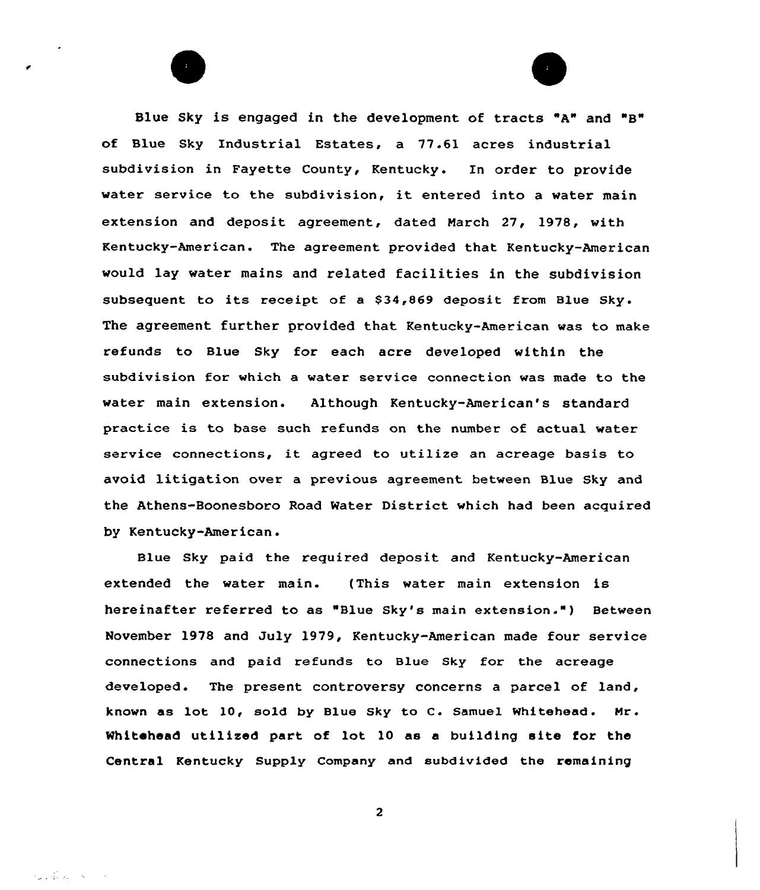Blue Sky is engaged in the development of tracts "A" and "B" of Blue Sky Industrial Estates, a 77.61 acres industrial subdivision in Fayette County, Kentucky. In order to provide water service to the subdivision, it entered into a water main extension and deposit agreement, dated March 27, 1978, with Kentucky-American. The agreement provided that Kentucky-American would lay water mains and related facilities in the subdivision subsequent to its receipt of a $34,869 deposit from Blue Sky. The agreement further provided that Kentucky-American was to make refunds to Blue Sky for each acre developed within the subdivision for which a water service connection was made to the water main extension. Although Kentucky-American's standard practice is to base such refunds on the number of actual water service connections, it agreed to utilize an acreage basis to avoid litigation over a previous agreement between Blue Sky and the Athens-Boonesboro Road Water District which had been acquired by Kentucky-American.

Blue Sky paid the required deposit and Kentucky-American extended the water main. (This water main extension is hereinafter referred to as "Blue Sky's main extension.") Between November 1978 and July 1979, Kentucky-American made four service connections and paid refunds to Blue Sky for the acreage developed. The present controversy concerns a parcel of land, known as lot 10, sold by Blue Sky to C. Samuel Whitehead. Mr. Whitehead utilized part of lot 10 as a building site for the Central Kentucky Supply Company and subdivided the remaining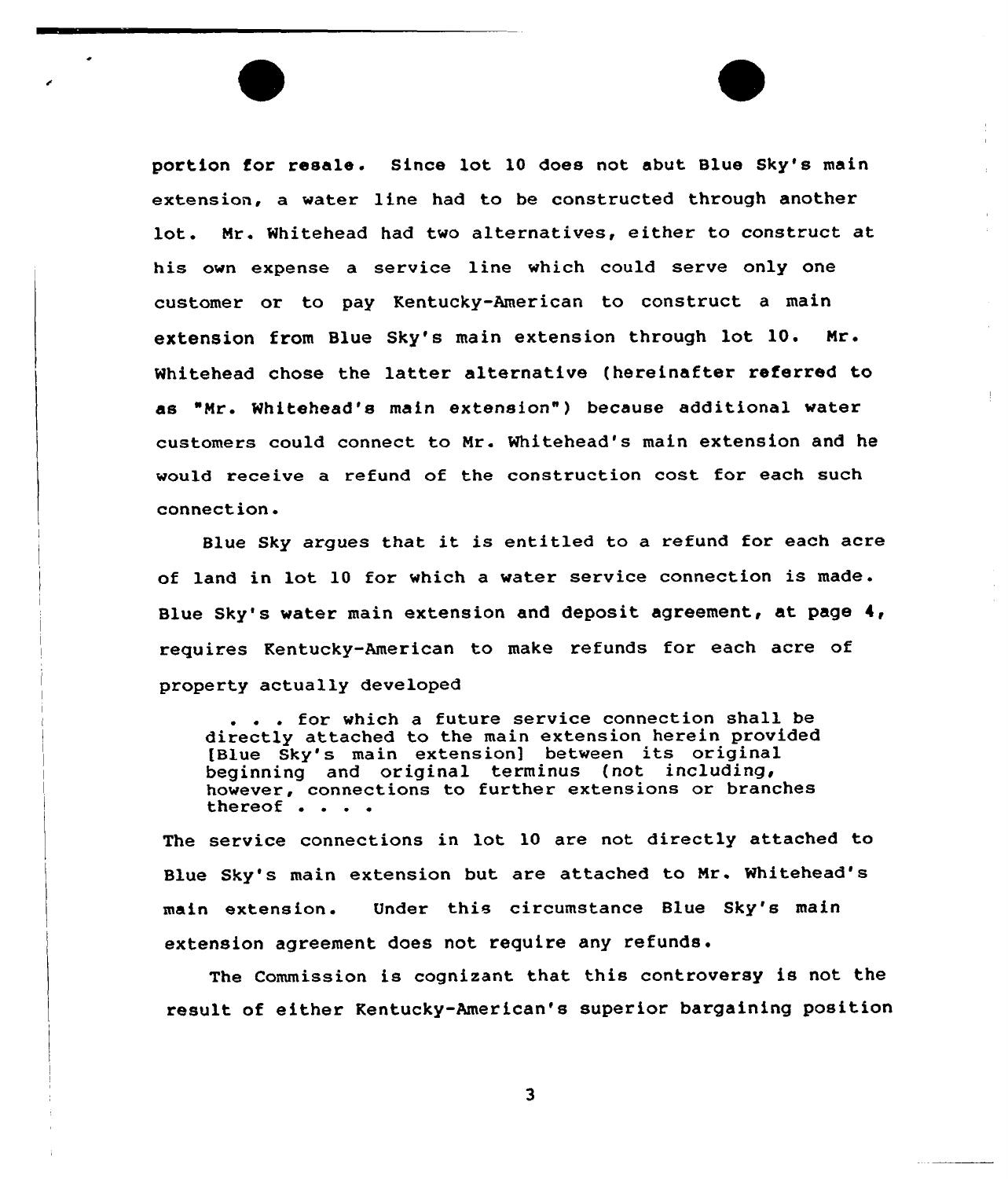portion for resale. Since lot 10 does not abut Blue Sky's main extension, a water line had to be constructed through another lot. Mr. Whitehead had two alternatives, either to construct at his own expense a service line which could serve only one customer or to pay Kentucky-American to construct a main extension from Blue Sky's main extension through lot 10. Mr. Whitehead chose the latter alternative (hereinafter referred to as "Mr. Whitehead's main extension") because additional water customers could connect to Mr. Whitehead's main extension and he would receive a refund of the construction cost for each such connection.

Blue Sky argues that it is entitled to a refund for each acre of land in lot 10 for which a water service connection is made. Blue Sky's water main extension and deposit agreement, at page 4, requires Kentucky-American to make refunds for each acre of property actually developed

> . . . for which a future service connection shall be directly attached to the main extension herein provided [Blue Sky's main extension] between its original beginning and original terminus (not including, however, connections to further extensions or branches thereof . . . .

The service connections in lot 10 are not directly attached to Blue Sky's main extension but are attached to Mr. Whitehead's main extension. Under this circumstance Blue Sky's main extension agreement does not require any refunds.

The Commission is cognizant that this controversy is not the result of either Kentucky-American's superior bargaining position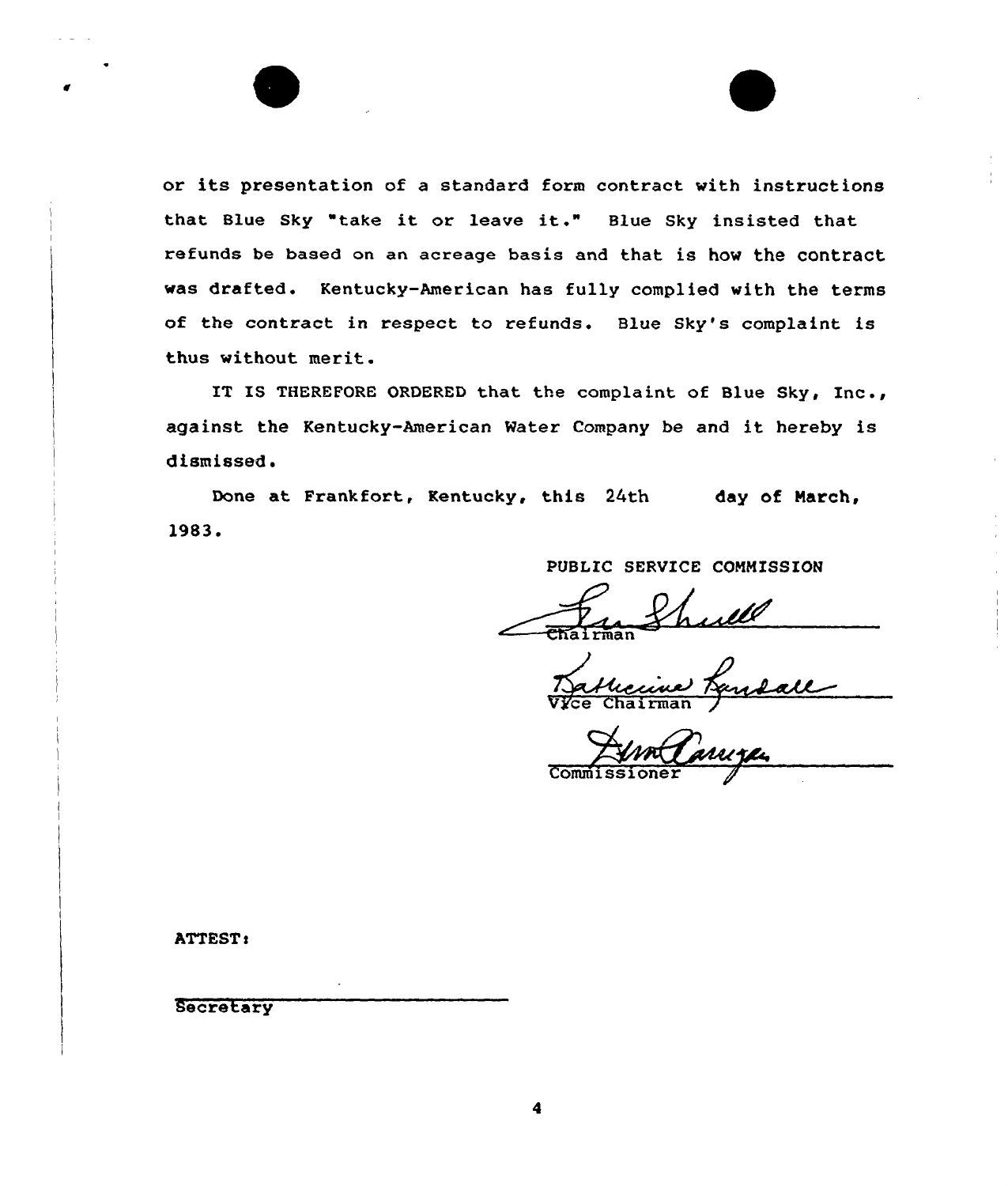or its presentation of a standard form contract with instructions that Blue Sky "take it or leave it." Blue Sky insisted that refunds be based on an acreage basis and that is how the contract was drafted. Kentucky-American has fully complied with the terms of the contract in respect to refunds. Blue Sky's complaint is thus without merit.

IT IS THEREFORE ORDERED that the complaint of Blue Sky, Inc., against the Kentucky-American Water Company be and it hereby is dismissed.

Done at Frankfort, Kentucky, this 24th day of March, 1983.

PUBLIC SERVICE COMMISSION

Chairman

Vice Chairman

Commissioner

ATTEST:

Secretary